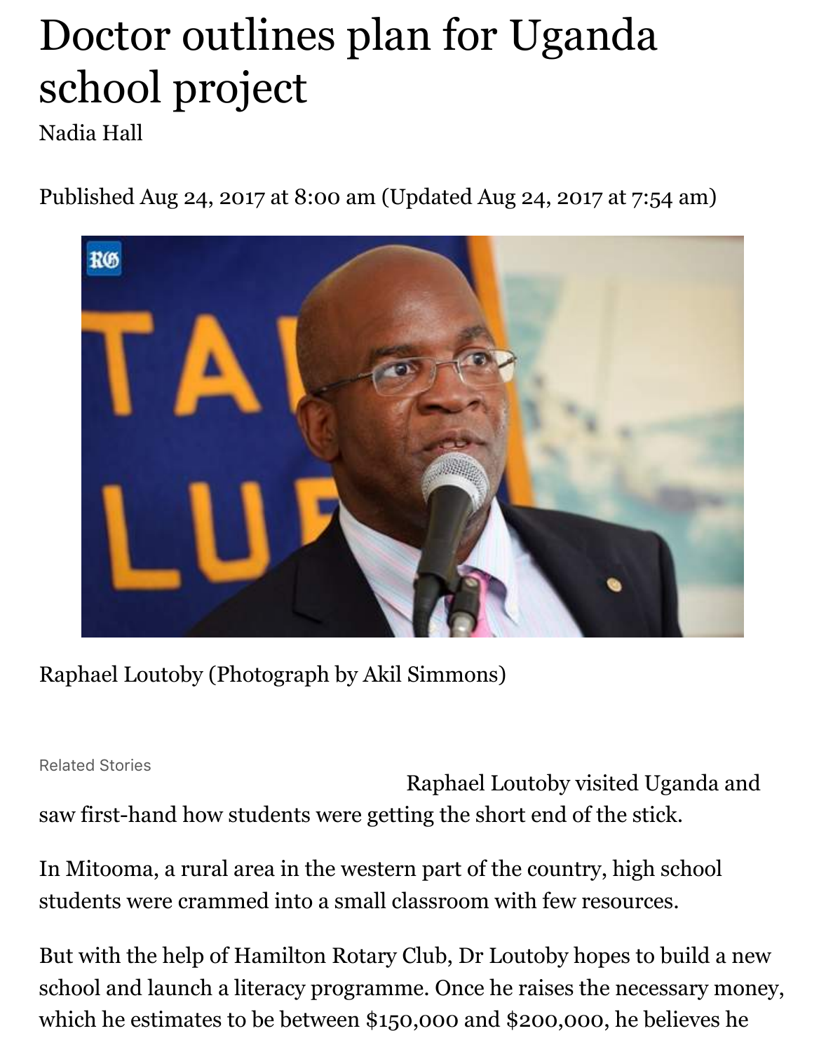# Doctor outlines plan for Uganda school project

Nadia Hall

Published Aug 24, 2017 at 8:00 am (Updated Aug 24, 2017 at 7:54 am)

Raphael Loutoby (Photograph by Akil Simmons)

Related Stories

Raphael Loutoby visited Uganda and saw first-hand how students were getting the short end of the stick.

In Mitooma, a rural area in the western part of the country, high school students were crammed into a small classroom with few resources.

But with the help of Hamilton Rotary Club, Dr Loutoby hopes to build a new school and launch a literacy programme. Once he raises the necessary money, which he estimates to be between $150,000 and $200,000, he believes he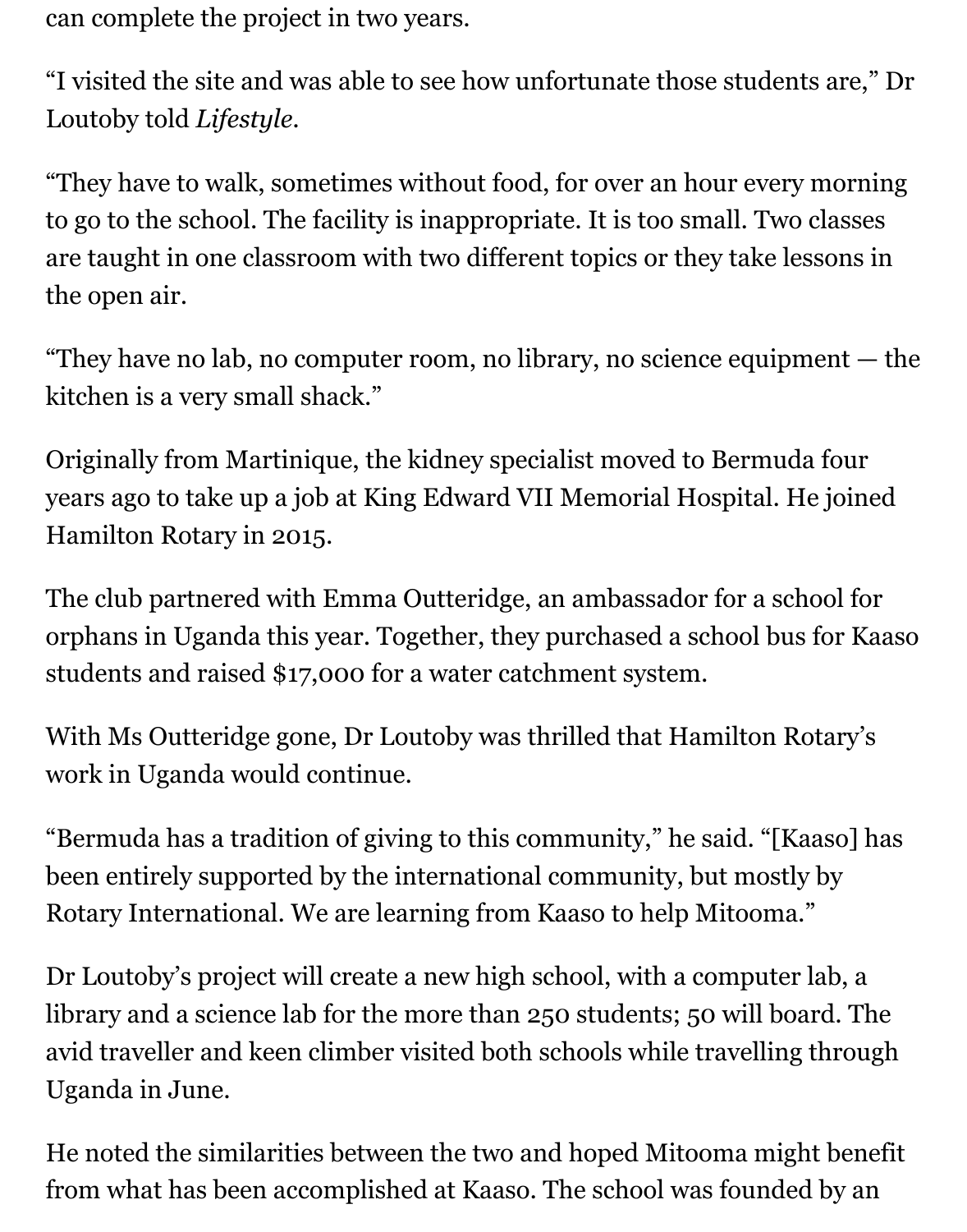can complete the project in two years.

"I visited the site and was able to see how unfortunate those students are," Dr Loutoby told *Lifestyle*.

"They have to walk, sometimes without food, for over an hour every morning to go to the school. The facility is inappropriate. It is too small. Two classes are taught in one classroom with two different topics or they take lessons in the open air.

"They have no lab, no computer room, no library, no science equipment — the kitchen is a very small shack."

Originally from Martinique, the kidney specialist moved to Bermuda four years ago to take up a job at King Edward VII Memorial Hospital. He joined Hamilton Rotary in 2015.

The club partnered with Emma Outteridge, an ambassador for a school for orphans in Uganda this year. Together, they purchased a school bus for Kaaso students and raised $17,000 for a water catchment system.

With Ms Outteridge gone, Dr Loutoby was thrilled that Hamilton Rotary's work in Uganda would continue.

"Bermuda has a tradition of giving to this community," he said. "[Kaaso] has been entirely supported by the international community, but mostly by Rotary International. We are learning from Kaaso to help Mitooma."

Dr Loutoby's project will create a new high school, with a computer lab, a library and a science lab for the more than 250 students; 50 will board. The avid traveller and keen climber visited both schools while travelling through Uganda in June.

He noted the similarities between the two and hoped Mitooma might benefit from what has been accomplished at Kaaso. The school was founded by an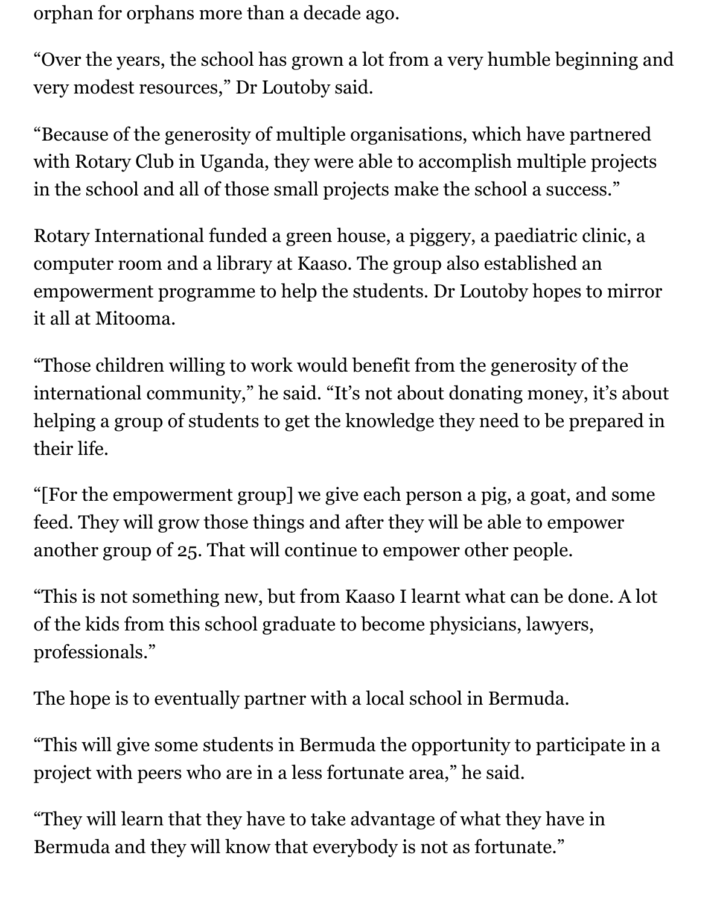orphan for orphans more than a decade ago.

"Over the years, the school has grown a lot from a very humble beginning and very modest resources," Dr Loutoby said.

"Because of the generosity of multiple organisations, which have partnered with Rotary Club in Uganda, they were able to accomplish multiple projects in the school and all of those small projects make the school a success."

Rotary International funded a green house, a piggery, a paediatric clinic, a computer room and a library at Kaaso. The group also established an empowerment programme to help the students. Dr Loutoby hopes to mirror it all at Mitooma.

"Those children willing to work would benefit from the generosity of the international community," he said. "It's not about donating money, it's about helping a group of students to get the knowledge they need to be prepared in their life.

"[For the empowerment group] we give each person a pig, a goat, and some feed. They will grow those things and after they will be able to empower another group of 25. That will continue to empower other people.

"This is not something new, but from Kaaso I learnt what can be done. A lot of the kids from this school graduate to become physicians, lawyers, professionals."

The hope is to eventually partner with a local school in Bermuda.

"This will give some students in Bermuda the opportunity to participate in a project with peers who are in a less fortunate area," he said.

"They will learn that they have to take advantage of what they have in Bermuda and they will know that everybody is not as fortunate."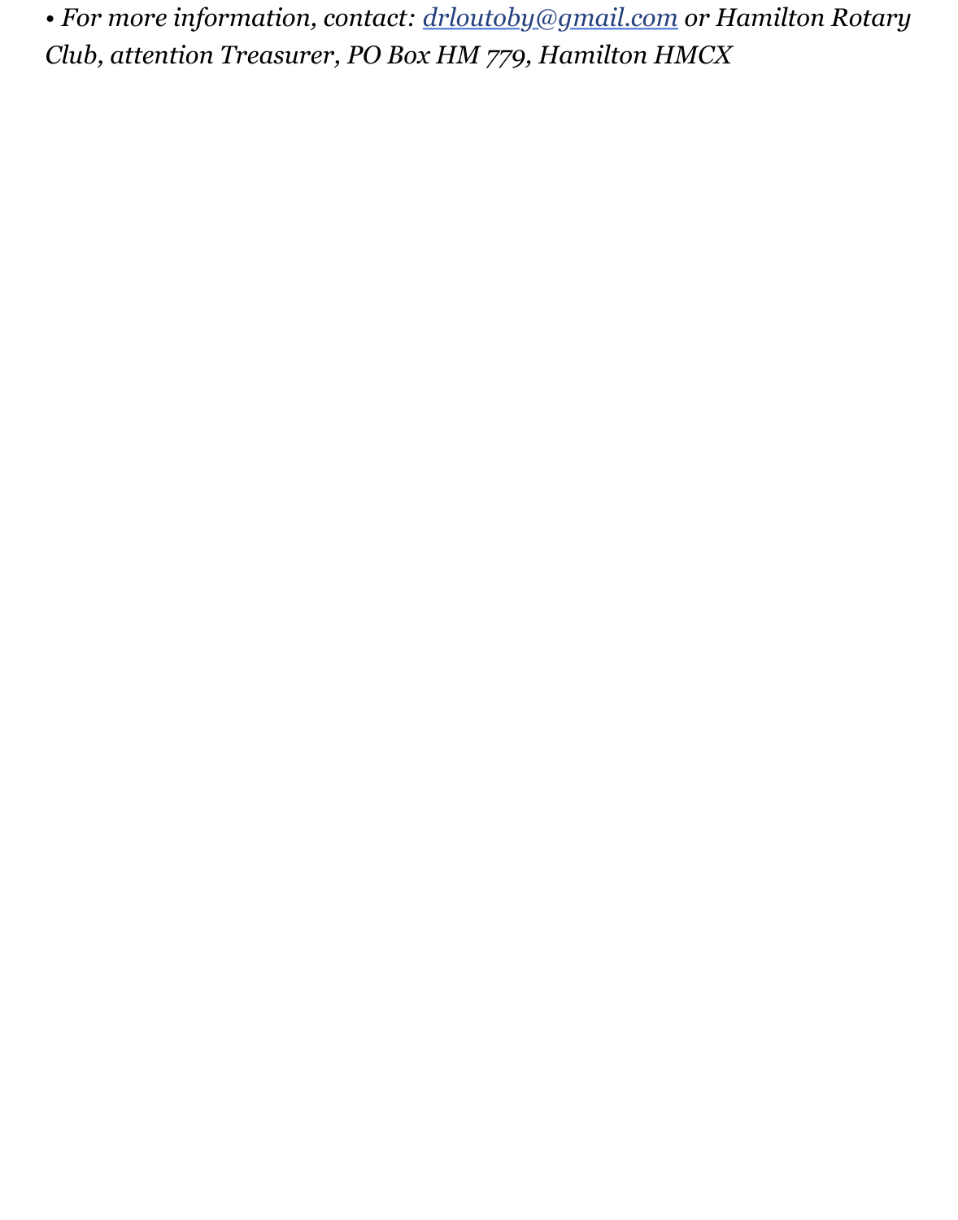• *For more information, contact: [drloutoby@gmail.com](mailto:drloutoby@gmail.com) or Hamilton Rotary Club, attention Treasurer, PO Box HM 779, Hamilton HMCX*